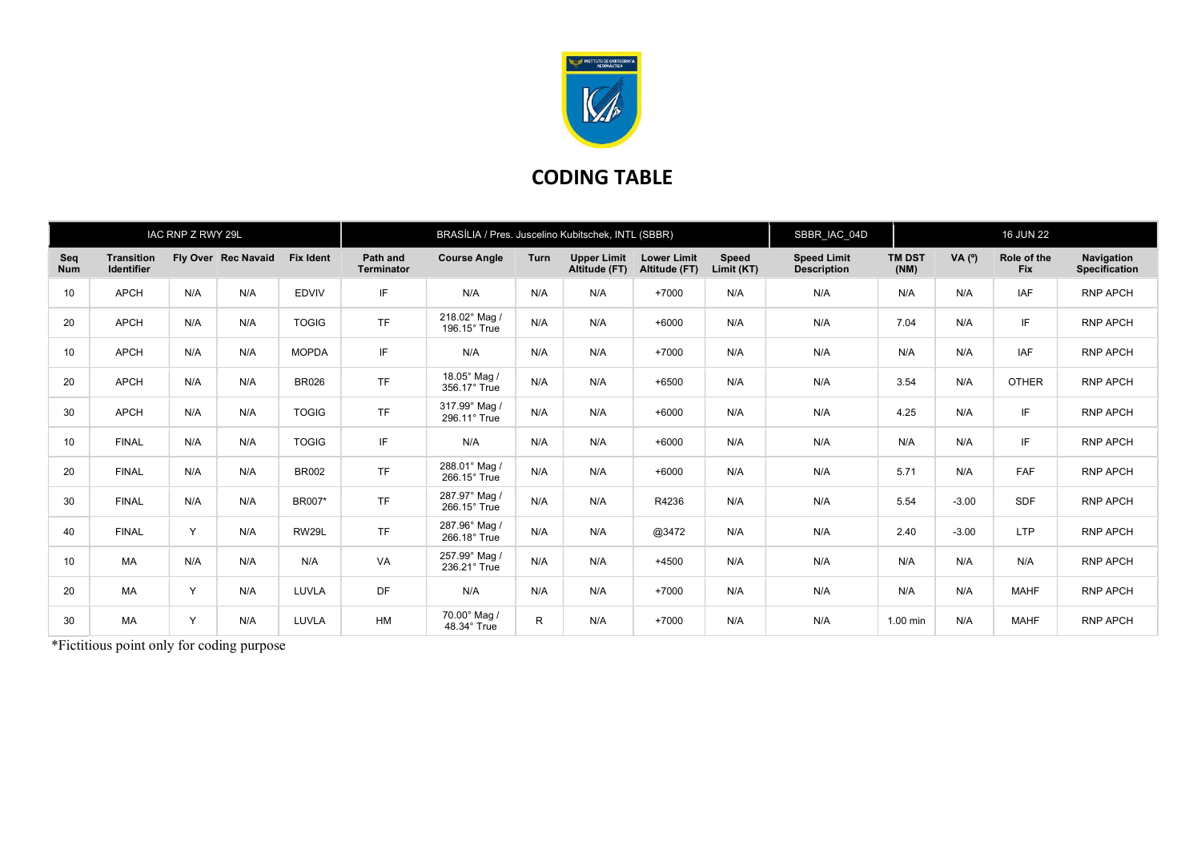# CODING TABLE

| IAC RNP Z RWY 29L | | | | BRASÍLIA / Pres. Juscelino Kubitschek, INTL (SBBR) | | | | | | SBBR_IAC_04D | 16 JUN 22 | | | |
|---|---|---|---|---|---|---|---|---|---|---|---|---|---|---|
| **Seq Num** | **Transition Identifier** | **Fly Over** | **Rec Navaid** | **Fix Ident** | **Path and Terminator** | **Course Angle** | **Turn** | **Upper Limit Altitude (FT)** | **Lower Limit Altitude (FT)** | **Speed Limit (KT)** | **Speed Limit Description** | **TM DST (NM)** | **VA (º)** | **Role of the Fix** | **Navigation Specification** |
| 10 | APCH | N/A | N/A | EDVIV | IF | N/A | N/A | N/A | +7000 | N/A | N/A | N/A | N/A | IAF | RNP APCH |
| 20 | APCH | N/A | N/A | TOGIG | TF | 218.02° Mag / 196.15° True | N/A | N/A | +6000 | N/A | N/A | 7.04 | N/A | IF | RNP APCH |
| 10 | APCH | N/A | N/A | MOPDA | IF | N/A | N/A | N/A | +7000 | N/A | N/A | N/A | N/A | IAF | RNP APCH |
| 20 | APCH | N/A | N/A | BR026 | TF | 18.05° Mag / 356.17° True | N/A | N/A | +6500 | N/A | N/A | 3.54 | N/A | OTHER | RNP APCH |
| 30 | APCH | N/A | N/A | TOGIG | TF | 317.99° Mag / 296.11° True | N/A | N/A | +6000 | N/A | N/A | 4.25 | N/A | IF | RNP APCH |
| 10 | FINAL | N/A | N/A | TOGIG | IF | N/A | N/A | N/A | +6000 | N/A | N/A | N/A | N/A | IF | RNP APCH |
| 20 | FINAL | N/A | N/A | BR002 | TF | 288.01° Mag / 266.15° True | N/A | N/A | +6000 | N/A | N/A | 5.71 | N/A | FAF | RNP APCH |
| 30 | FINAL | N/A | N/A | BR007* | TF | 287.97° Mag / 266.15° True | N/A | N/A | R4236 | N/A | N/A | 5.54 | -3.00 | SDF | RNP APCH |
| 40 | FINAL | Y | N/A | RW29L | TF | 287.96° Mag / 266.18° True | N/A | N/A | @3472 | N/A | N/A | 2.40 | -3.00 | LTP | RNP APCH |
| 10 | MA | N/A | N/A | N/A | VA | 257.99° Mag / 236.21° True | N/A | N/A | +4500 | N/A | N/A | N/A | N/A | N/A | RNP APCH |
| 20 | MA | Y | N/A | LUVLA | DF | N/A | N/A | N/A | +7000 | N/A | N/A | N/A | N/A | MAHF | RNP APCH |
| 30 | MA | Y | N/A | LUVLA | HM | 70.00° Mag / 48.34° True | R | N/A | +7000 | N/A | N/A | 1.00 min | N/A | MAHF | RNP APCH |

*Fictitious point only for coding purpose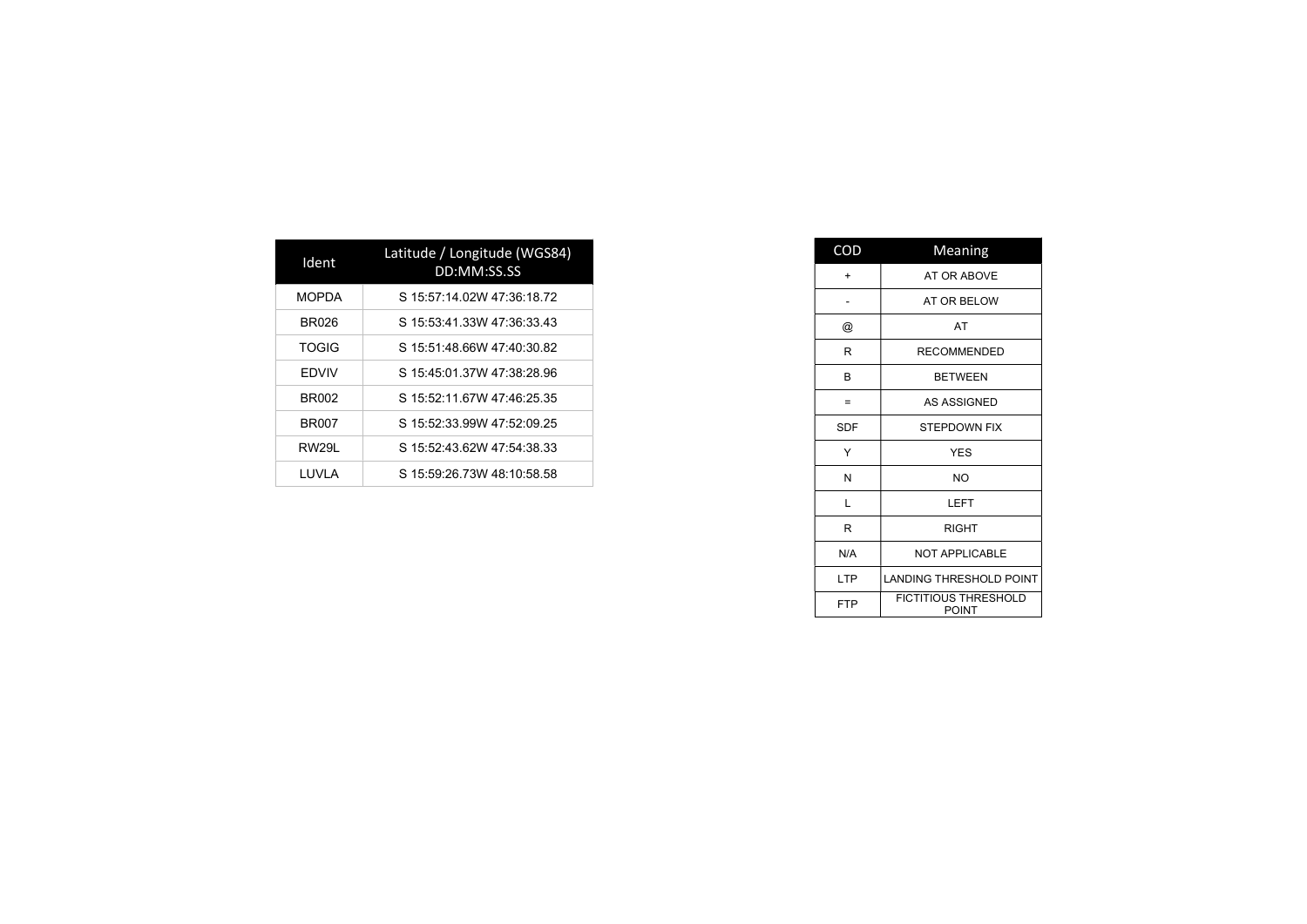| Ident | Latitude / Longitude (WGS84) DD:MM:SS.SS |
|---|---|
| MOPDA | S 15:57:14.02W 47:36:18.72 |
| BR026 | S 15:53:41.33W 47:36:33.43 |
| TOGIG | S 15:51:48.66W 47:40:30.82 |
| EDVIV | S 15:45:01.37W 47:38:28.96 |
| BR002 | S 15:52:11.67W 47:46:25.35 |
| BR007 | S 15:52:33.99W 47:52:09.25 |
| RW29L | S 15:52:43.62W 47:54:38.33 |
| LUVLA | S 15:59:26.73W 48:10:58.58 |

| COD | Meaning |
|---|---|
| + | AT OR ABOVE |
| - | AT OR BELOW |
| @ | AT |
| R | RECOMMENDED |
| B | BETWEEN |
| = | AS ASSIGNED |
| SDF | STEPDOWN FIX |
| Y | YES |
| N | NO |
| L | LEFT |
| R | RIGHT |
| N/A | NOT APPLICABLE |
| LTP | LANDING THRESHOLD POINT |
| FTP | FICTITIOUS THRESHOLD POINT |